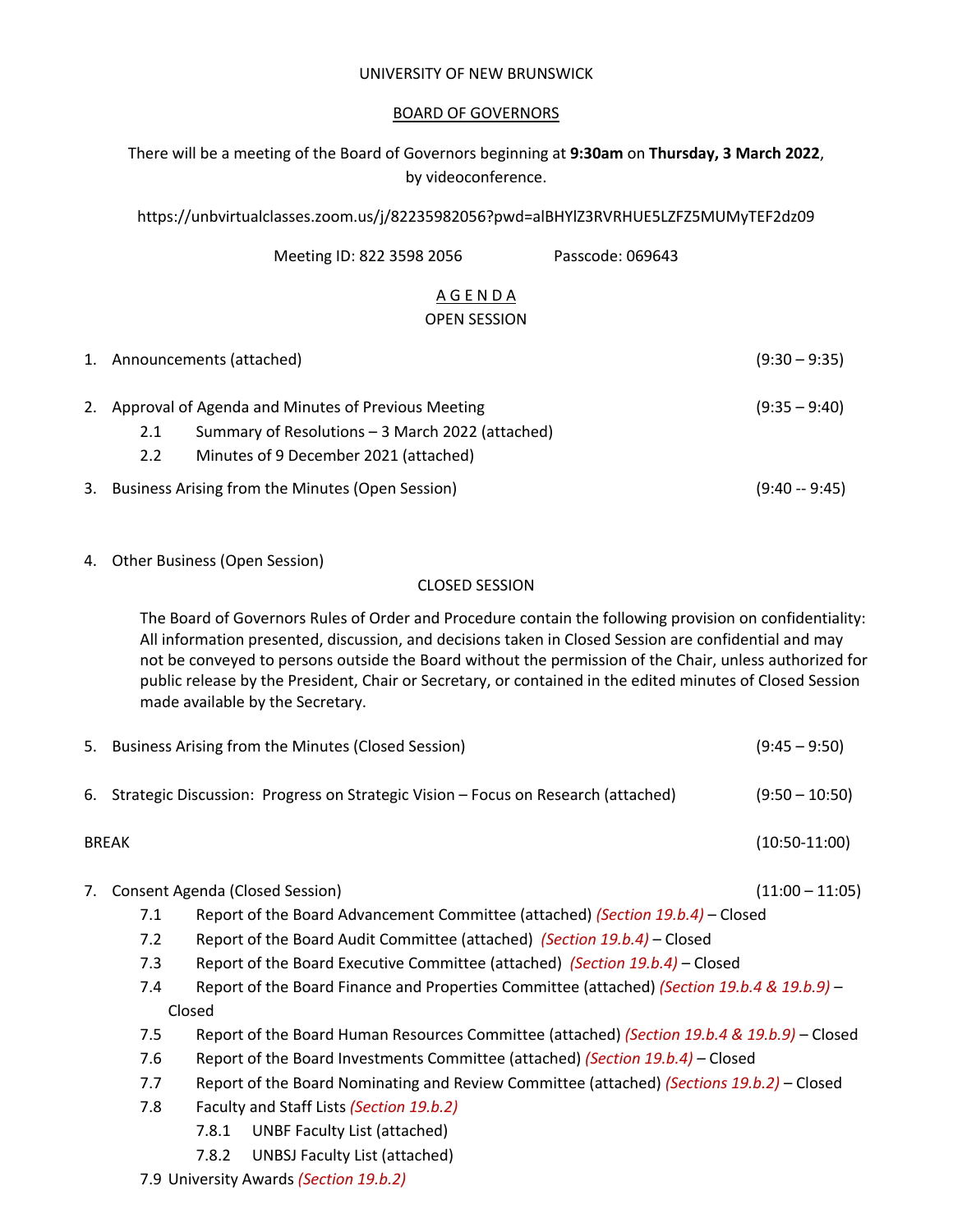UNIVERSITY OF NEW BRUNSWICK

BOARD OF GOVERNORS

There will be a meeting of the Board of Governors beginning at **9:30am** on **Thursday, 3 March 2022**, by videoconference.

https://unbvirtualclasses.zoom.us/j/82235982056?pwd=alBHYlZ3RVRHUE5LZFZ5MUMyTEF2dz09

Meeting ID: 822 3598 2056  Passcode: 069643

A G E N D A

OPEN SESSION

1. Announcements (attached) (9:30 – 9:35)

2. Approval of Agenda and Minutes of Previous Meeting (9:35 – 9:40)
   - 2.1 Summary of Resolutions – 3 March 2022 (attached)
   - 2.2 Minutes of 9 December 2021 (attached)

3. Business Arising from the Minutes (Open Session) (9:40 -- 9:45)

4. Other Business (Open Session)

CLOSED SESSION

The Board of Governors Rules of Order and Procedure contain the following provision on confidentiality: All information presented, discussion, and decisions taken in Closed Session are confidential and may not be conveyed to persons outside the Board without the permission of the Chair, unless authorized for public release by the President, Chair or Secretary, or contained in the edited minutes of Closed Session made available by the Secretary.

5. Business Arising from the Minutes (Closed Session) (9:45 – 9:50)

6. Strategic Discussion: Progress on Strategic Vision – Focus on Research (attached) (9:50 – 10:50)

BREAK (10:50-11:00)

7. Consent Agenda (Closed Session) (11:00 – 11:05)
   - 7.1 Report of the Board Advancement Committee (attached) *(Section 19.b.4)* – Closed
   - 7.2 Report of the Board Audit Committee (attached) *(Section 19.b.4)* – Closed
   - 7.3 Report of the Board Executive Committee (attached) *(Section 19.b.4)* – Closed
   - 7.4 Report of the Board Finance and Properties Committee (attached) *(Section 19.b.4 & 19.b.9)* – Closed
   - 7.5 Report of the Board Human Resources Committee (attached) *(Section 19.b.4 & 19.b.9)* – Closed
   - 7.6 Report of the Board Investments Committee (attached) *(Section 19.b.4)* – Closed
   - 7.7 Report of the Board Nominating and Review Committee (attached) *(Sections 19.b.2)* – Closed
   - 7.8 Faculty and Staff Lists *(Section 19.b.2)*
     - 7.8.1 UNBF Faculty List (attached)
     - 7.8.2 UNBSJ Faculty List (attached)
   - 7.9 University Awards *(Section 19.b.2)*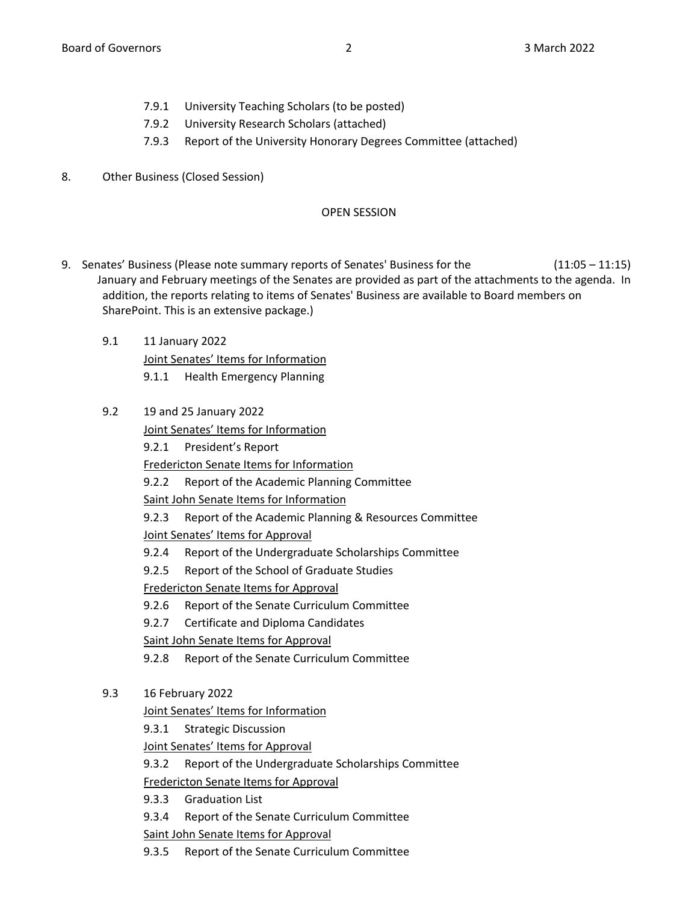7.9.1 University Teaching Scholars (to be posted)

7.9.2 University Research Scholars (attached)

7.9.3 Report of the University Honorary Degrees Committee (attached)

8. Other Business (Closed Session)

OPEN SESSION

9. Senates' Business (Please note summary reports of Senates' Business for the January and February meetings of the Senates are provided as part of the attachments to the agenda. In addition, the reports relating to items of Senates' Business are available to Board members on SharePoint. This is an extensive package.) (11:05 – 11:15)

9.1 11 January 2022

<u>Joint Senates' Items for Information</u>

9.1.1 Health Emergency Planning

9.2 19 and 25 January 2022

<u>Joint Senates' Items for Information</u>

9.2.1 President's Report

<u>Fredericton Senate Items for Information</u>

9.2.2 Report of the Academic Planning Committee

<u>Saint John Senate Items for Information</u>

9.2.3 Report of the Academic Planning & Resources Committee

<u>Joint Senates' Items for Approval</u>

9.2.4 Report of the Undergraduate Scholarships Committee

9.2.5 Report of the School of Graduate Studies

<u>Fredericton Senate Items for Approval</u>

9.2.6 Report of the Senate Curriculum Committee

9.2.7 Certificate and Diploma Candidates

<u>Saint John Senate Items for Approval</u>

9.2.8 Report of the Senate Curriculum Committee

9.3 16 February 2022

<u>Joint Senates' Items for Information</u>

9.3.1 Strategic Discussion

<u>Joint Senates' Items for Approval</u>

9.3.2 Report of the Undergraduate Scholarships Committee

<u>Fredericton Senate Items for Approval</u>

9.3.3 Graduation List

9.3.4 Report of the Senate Curriculum Committee

<u>Saint John Senate Items for Approval</u>

9.3.5 Report of the Senate Curriculum Committee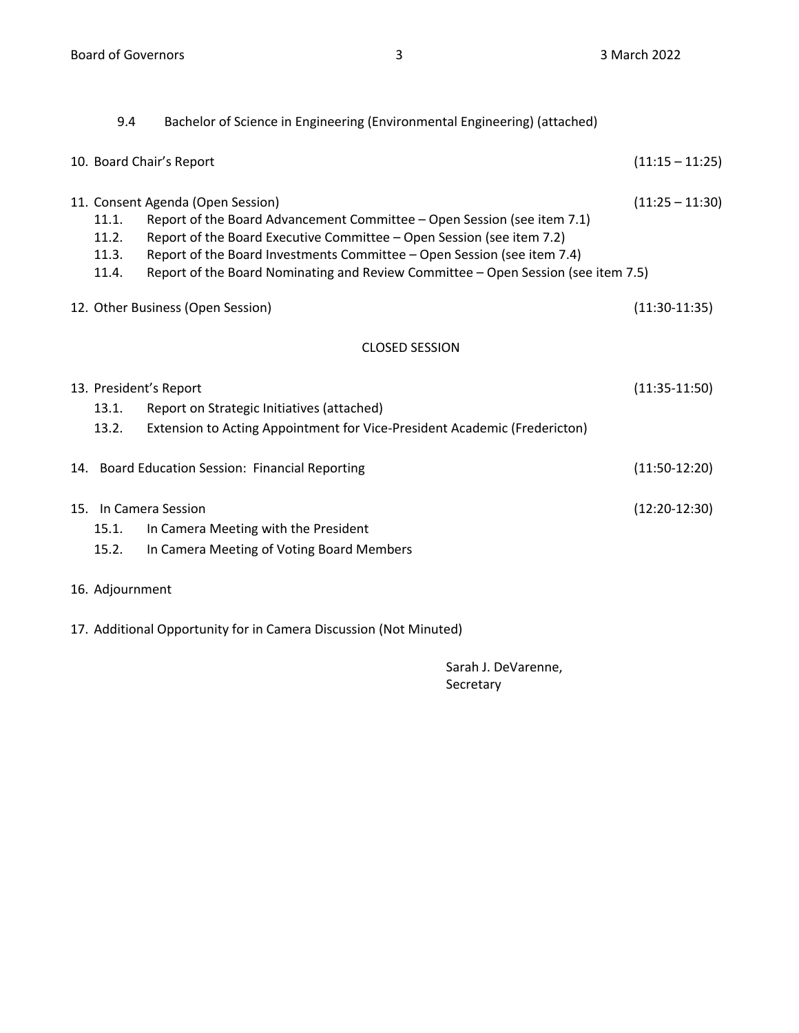9.4 Bachelor of Science in Engineering (Environmental Engineering) (attached)

10. Board Chair's Report (11:15 – 11:25)

11. Consent Agenda (Open Session) (11:25 – 11:30)
    - 11.1. Report of the Board Advancement Committee – Open Session (see item 7.1)
    - 11.2. Report of the Board Executive Committee – Open Session (see item 7.2)
    - 11.3. Report of the Board Investments Committee – Open Session (see item 7.4)
    - 11.4. Report of the Board Nominating and Review Committee – Open Session (see item 7.5)

12. Other Business (Open Session) (11:30-11:35)

CLOSED SESSION

13. President's Report (11:35-11:50)
    - 13.1. Report on Strategic Initiatives (attached)
    - 13.2. Extension to Acting Appointment for Vice-President Academic (Fredericton)

14. Board Education Session: Financial Reporting (11:50-12:20)

15. In Camera Session (12:20-12:30)
    - 15.1. In Camera Meeting with the President
    - 15.2. In Camera Meeting of Voting Board Members

16. Adjournment

17. Additional Opportunity for in Camera Discussion (Not Minuted)

Sarah J. DeVarenne,
Secretary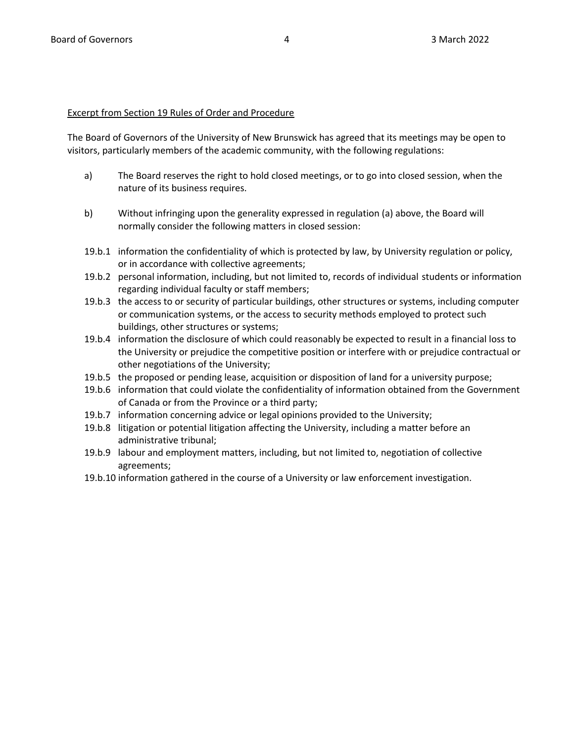Excerpt from Section 19 Rules of Order and Procedure

The Board of Governors of the University of New Brunswick has agreed that its meetings may be open to visitors, particularly members of the academic community, with the following regulations:

a) The Board reserves the right to hold closed meetings, or to go into closed session, when the nature of its business requires.

b) Without infringing upon the generality expressed in regulation (a) above, the Board will normally consider the following matters in closed session:

19.b.1 information the confidentiality of which is protected by law, by University regulation or policy, or in accordance with collective agreements;
19.b.2 personal information, including, but not limited to, records of individual students or information regarding individual faculty or staff members;
19.b.3 the access to or security of particular buildings, other structures or systems, including computer or communication systems, or the access to security methods employed to protect such buildings, other structures or systems;
19.b.4 information the disclosure of which could reasonably be expected to result in a financial loss to the University or prejudice the competitive position or interfere with or prejudice contractual or other negotiations of the University;
19.b.5 the proposed or pending lease, acquisition or disposition of land for a university purpose;
19.b.6 information that could violate the confidentiality of information obtained from the Government of Canada or from the Province or a third party;
19.b.7 information concerning advice or legal opinions provided to the University;
19.b.8 litigation or potential litigation affecting the University, including a matter before an administrative tribunal;
19.b.9 labour and employment matters, including, but not limited to, negotiation of collective agreements;
19.b.10 information gathered in the course of a University or law enforcement investigation.